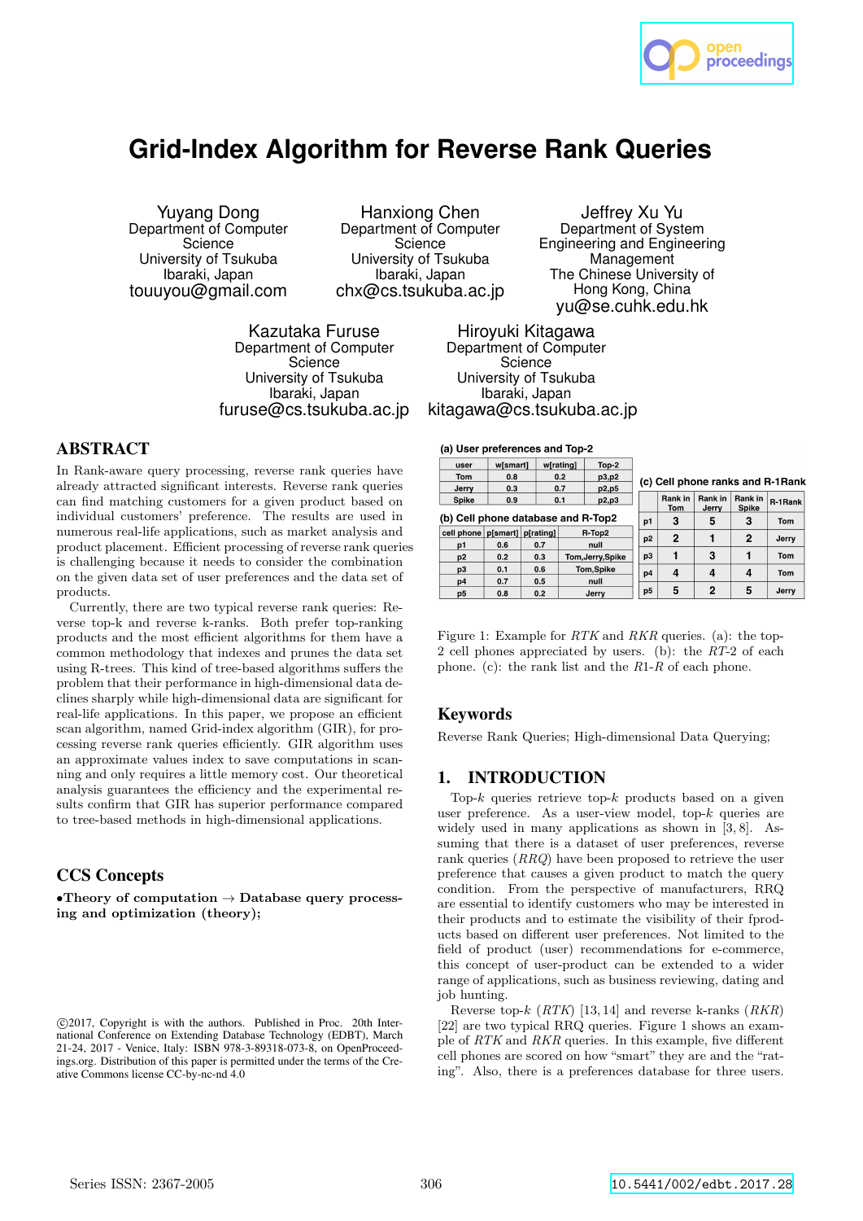# Grid-Index Algorithm for Reverse Rank Queries

Yuyang Dong
Department of Computer Science
University of Tsukuba
Ibaraki, Japan
touuyou@gmail.com

Hanxiong Chen
Department of Computer Science
University of Tsukuba
Ibaraki, Japan
chx@cs.tsukuba.ac.jp

Jeffrey Xu Yu
Department of System Engineering and Engineering Management
The Chinese University of Hong Kong, China
yu@se.cuhk.edu.hk

Kazutaka Furuse
Department of Computer Science
University of Tsukuba
Ibaraki, Japan
furuse@cs.tsukuba.ac.jp

Hiroyuki Kitagawa
Department of Computer Science
University of Tsukuba
Ibaraki, Japan
kitagawa@cs.tsukuba.ac.jp

## ABSTRACT

In Rank-aware query processing, reverse rank queries have already attracted significant interests. Reverse rank queries can find matching customers for a given product based on individual customers' preference. The results are used in numerous real-life applications, such as market analysis and product placement. Efficient processing of reverse rank queries is challenging because it needs to consider the combination on the given data set of user preferences and the data set of products.

Currently, there are two typical reverse rank queries: Reverse top-k and reverse k-ranks. Both prefer top-ranking products and the most efficient algorithms for them have a common methodology that indexes and prunes the data set using R-trees. This kind of tree-based algorithms suffers the problem that their performance in high-dimensional data declines sharply while high-dimensional data are significant for real-life applications. In this paper, we propose an efficient scan algorithm, named Grid-index algorithm (GIR), for processing reverse rank queries efficiently. GIR algorithm uses an approximate values index to save computations in scanning and only requires a little memory cost. Our theoretical analysis guarantees the efficiency and the experimental results confirm that GIR has superior performance compared to tree-based methods in high-dimensional applications.

## CCS Concepts

•**Theory of computation** → **Database query processing and optimization (theory);**

©2017, Copyright is with the authors. Published in Proc. 20th International Conference on Extending Database Technology (EDBT), March 21-24, 2017 - Venice, Italy: ISBN 978-3-89318-073-8, on OpenProceedings.org. Distribution of this paper is permitted under the terms of the Creative Commons license CC-by-nc-nd 4.0

**(a) User preferences and Top-2**

| user | w[smart] | w[rating] | Top-2 |
|---|---|---|---|
| Tom | 0.8 | 0.2 | p3,p2 |
| Jerry | 0.3 | 0.7 | p2,p5 |
| Spike | 0.9 | 0.1 | p2,p3 |

**(b) Cell phone database and R-Top2**

| cell phone | p[smart] | p[rating] | R-Top2 |
|---|---|---|---|
| p1 | 0.6 | 0.7 | null |
| p2 | 0.2 | 0.3 | Tom,Jerry,Spike |
| p3 | 0.1 | 0.6 | Tom,Spike |
| p4 | 0.7 | 0.5 | null |
| p5 | 0.8 | 0.2 | Jerry |

**(c) Cell phone ranks and R-1Rank**

| | Rank in Tom | Rank in Jerry | Rank in Spike | R-1Rank |
|---|---|---|---|---|
| p1 | 3 | 5 | 3 | Tom |
| p2 | 2 | 1 | 2 | Jerry |
| p3 | 1 | 3 | 1 | Tom |
| p4 | 4 | 4 | 4 | Tom |
| p5 | 5 | 2 | 5 | Jerry |

Figure 1: Example for *RTK* and *RKR* queries. (a): the top-2 cell phones appreciated by users. (b): the *RT*-2 of each phone. (c): the rank list and the *R*1-*R* of each phone.

## Keywords

Reverse Rank Queries; High-dimensional Data Querying;

## 1. INTRODUCTION

Top-*k* queries retrieve top-*k* products based on a given user preference. As a user-view model, top-*k* queries are widely used in many applications as shown in [3, 8]. Assuming that there is a dataset of user preferences, reverse rank queries (*RRQ*) have been proposed to retrieve the user preference that causes a given product to match the query condition. From the perspective of manufacturers, RRQ are essential to identify customers who may be interested in their products and to estimate the visibility of their fproducts based on different user preferences. Not limited to the field of product (user) recommendations for e-commerce, this concept of user-product can be extended to a wider range of applications, such as business reviewing, dating and job hunting.

Reverse top-*k* (*RTK*) [13, 14] and reverse k-ranks (*RKR*) [22] are two typical RRQ queries. Figure 1 shows an example of *RTK* and *RKR* queries. In this example, five different cell phones are scored on how "smart" they are and the "rating". Also, there is a preferences database for three users.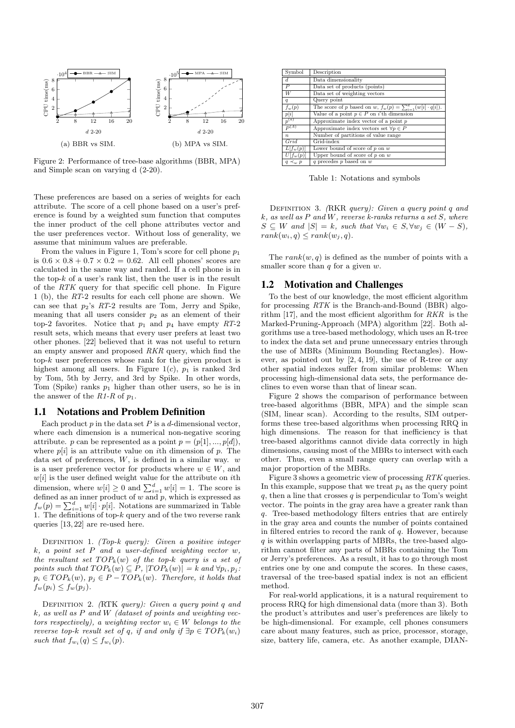Figure 2: Performance of tree-base algorithms (BBR, MPA) and Simple scan on varying d (2-20).

| Symbol | Description |
|---|---|
| $d$ | Data dimensionality |
| $P$ | Data set of products (points) |
| $W$ | Data set of weighting vectors |
| $q$ | Query point |
| $f_w(p)$ | The score of $p$ based on $w$, $f_w(p) = \sum_{i=1}^{d}(w[i] \cdot q[i])$. |
| $p[i]$ | Value of a point $p \in P$ on $i$'th dimension |
| $p^{(a)}$ | Approximate index vector of a point $p$ |
| $P^{(A)}$ | Approximate index vectors set $\forall p \in P$ |
| $n$ | Number of partitions of value range |
| $Grid$ | Grid-index |
| $L[f_w(p)]$ | Lower bound of score of $p$ on $w$ |
| $U[f_w(p)]$ | Upper bound of score of $p$ on $w$ |
| $q \prec_w p$ | $q$ precedes $p$ based on $w$ |

Table 1: Notations and symbols

These preferences are based on a series of weights for each attribute. The score of a cell phone based on a user's preference is found by a weighted sum function that computes the inner product of the cell phone attributes vector and the user preferences vector. Without loss of generality, we assume that minimum values are preferable.

From the values in Figure 1, Tom's score for cell phone $p_1$ is $0.6 \times 0.8 + 0.7 \times 0.2 = 0.62$. All cell phones' scores are calculated in the same way and ranked. If a cell phone is in the top-$k$ of a user's rank list, then the user is in the result of the $RTK$ query for that specific cell phone. In Figure 1 (b), the $RT$-2 results for each cell phone are shown. We can see that $p_2$'s $RT$-2 results are Tom, Jerry and Spike, meaning that all users consider $p_2$ as an element of their top-2 favorites. Notice that $p_1$ and $p_4$ have empty $RT$-2 result sets, which means that every user prefers at least two other phones. [22] believed that it was not useful to return an empty answer and proposed $RKR$ query, which find the top-$k$ user preferences whose rank for the given product is highest among all users. In Figure 1($c$), $p_1$ is ranked 3rd by Tom, 5th by Jerry, and 3rd by Spike. In other words, Tom (Spike) ranks $p_1$ higher than other users, so he is in the answer of the $R1$-$R$ of $p_1$.

## 1.1 Notations and Problem Definition

Each product $p$ in the data set $P$ is a $d$-dimensional vector, where each dimension is a numerical non-negative scoring attribute. $p$ can be represented as a point $p = (p[1], ..., p[d])$, where $p[i]$ is an attribute value on $i$th dimension of $p$. The data set of preferences, $W$, is defined in a similar way. $w$ is a user preference vector for products where $w \in W$, and $w[i]$ is the user defined weight value for the attribute on $i$th dimension, where $w[i] \geq 0$ and $\sum_{i=1}^{d} w[i] = 1$. The score is defined as an inner product of $w$ and $p$, which is expressed as $f_w(p) = \sum_{i=1}^{d} w[i] \cdot p[i]$. Notations are summarized in Table 1. The definitions of top-$k$ query and of the two reverse rank queries [13, 22] are re-used here.

Definition 1. *(Top-k query): Given a positive integer $k$, a point set $P$ and a user-defined weighting vector $w$, the resultant set $TOP_k(w)$ of the top-k query is a set of points such that $TOP_k(w) \subseteq P$, $|TOP_k(w)| = k$ and $\forall p_i, p_j$: $p_i \in TOP_k(w)$, $p_j \in P - TOP_k(w)$. Therefore, it holds that $f_w(p_i) \leq f_w(p_j)$.*

Definition 2. *(RTK query): Given a query point $q$ and $k$, as well as $P$ and $W$ (dataset of points and weighting vectors respectively), a weighting vector $w_i \in W$ belongs to the reverse top-k result set of $q$, if and only if $\exists p \in TOP_k(w_i)$ such that $f_{w_i}(q) \leq f_{w_i}(p)$.*

Definition 3. *(RKR query): Given a query point $q$ and $k$, as well as $P$ and $W$, reverse k-ranks returns a set $S$, where $S \subseteq W$ and $|S| = k$, such that $\forall w_i \in S, \forall w_j \in (W - S)$, $rank(w_i, q) \leq rank(w_j, q)$.*

The $rank(w, q)$ is defined as the number of points with a smaller score than $q$ for a given $w$.

## 1.2 Motivation and Challenges

To the best of our knowledge, the most efficient algorithm for processing $RTK$ is the Branch-and-Bound (BBR) algorithm [17], and the most efficient algorithm for $RKR$ is the Marked-Pruning-Approach (MPA) algorithm [22]. Both algorithms use a tree-based methodology, which uses an R-tree to index the data set and prune unnecessary entries through the use of MBRs (Minimum Bounding Rectangles). However, as pointed out by [2, 4, 19], the use of R-tree or any other spatial indexes suffer from similar problems: When processing high-dimensional data sets, the performance declines to even worse than that of linear scan.

Figure 2 shows the comparison of performance between tree-based algorithms (BBR, MPA) and the simple scan (SIM, linear scan). According to the results, SIM outperforms these tree-based algorithms when processing RRQ in high dimensions. The reason for that inefficiency is that tree-based algorithms cannot divide data correctly in high dimensions, causing most of the MBRs to intersect with each other. Thus, even a small range query can overlap with a major proportion of the MBRs.

Figure 3 shows a geometric view of processing $RTK$ queries. In this example, suppose that we treat $p_4$ as the query point $q$, then a line that crosses $q$ is perpendicular to Tom's weight vector. The points in the gray area have a greater rank than $q$. Tree-based methodology filters entries that are entirely in the gray area and counts the number of points contained in filtered entries to record the rank of $q$. However, because $q$ is within overlapping parts of MBRs, the tree-based algorithm cannot filter any parts of MBRs containing the Tom or Jerry's preferences. As a result, it has to go through most entries one by one and compute the scores. In these cases, traversal of the tree-based spatial index is not an efficient method.

For real-world applications, it is a natural requirement to process RRQ for high dimensional data (more than 3). Both the product's attributes and user's preferences are likely to be high-dimensional. For example, cell phones consumers care about many features, such as price, processor, storage, size, battery life, camera, etc. As another example, DIAN-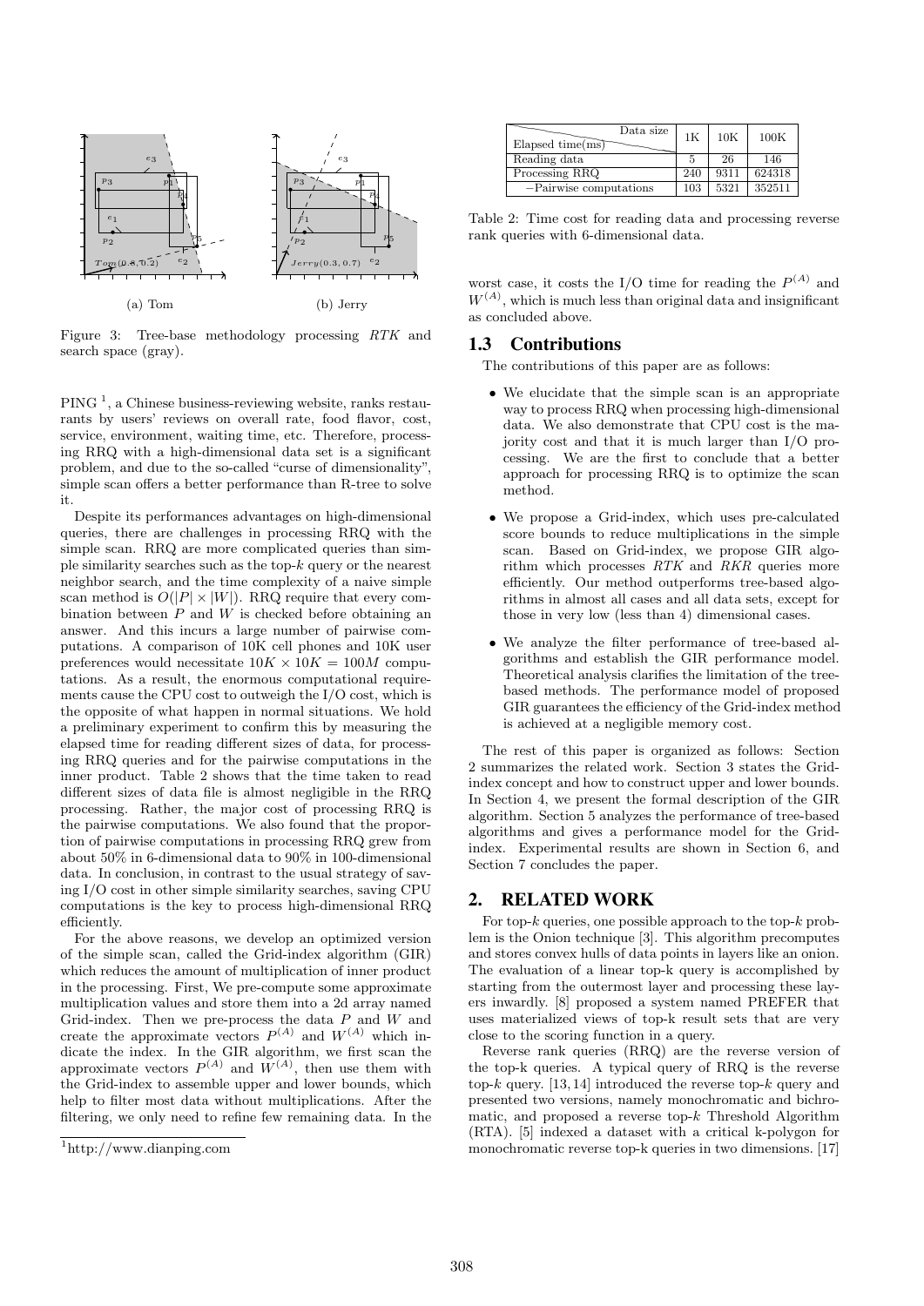(a) Tom

(b) Jerry

Figure 3: Tree-base methodology processing $RTK$ and search space (gray).

PING [1], a Chinese business-reviewing website, ranks restaurants by users' reviews on overall rate, food flavor, cost, service, environment, waiting time, etc. Therefore, processing RRQ with a high-dimensional data set is a significant problem, and due to the so-called "curse of dimensionality", simple scan offers a better performance than R-tree to solve it.

Despite its performances advantages on high-dimensional queries, there are challenges in processing RRQ with the simple scan. RRQ are more complicated queries than simple similarity searches such as the top-$k$ query or the nearest neighbor search, and the time complexity of a naive simple scan method is $O(|P| \times |W|)$. RRQ require that every combination between $P$ and $W$ is checked before obtaining an answer. And this incurs a large number of pairwise computations. A comparison of 10K cell phones and 10K user preferences would necessitate $10K \times 10K = 100M$ computations. As a result, the enormous computational requirements cause the CPU cost to outweigh the I/O cost, which is the opposite of what happen in normal situations. We hold a preliminary experiment to confirm this by measuring the elapsed time for reading different sizes of data, for processing RRQ queries and for the pairwise computations in the inner product. Table 2 shows that the time taken to read different sizes of data file is almost negligible in the RRQ processing. Rather, the major cost of processing RRQ is the pairwise computations. We also found that the proportion of pairwise computations in processing RRQ grew from about 50% in 6-dimensional data to 90% in 100-dimensional data. In conclusion, in contrast to the usual strategy of saving I/O cost in other simple similarity searches, saving CPU computations is the key to process high-dimensional RRQ efficiently.

For the above reasons, we develop an optimized version of the simple scan, called the Grid-index algorithm (GIR) which reduces the amount of multiplication of inner product in the processing. First, We pre-compute some approximate multiplication values and store them into a 2d array named Grid-index. Then we pre-process the data $P$ and $W$ and create the approximate vectors $P^{(A)}$ and $W^{(A)}$ which indicate the index. In the GIR algorithm, we first scan the approximate vectors $P^{(A)}$ and $W^{(A)}$, then use them with the Grid-index to assemble upper and lower bounds, which help to filter most data without multiplications. After the filtering, we only need to refine few remaining data. In the worst case, it costs the I/O time for reading the $P^{(A)}$ and $W^{(A)}$, which is much less than original data and insignificant as concluded above.

[1] http://www.dianping.com

| Elapsed time(ms) \ Data size | 1K | 10K | 100K |
|---|---|---|---|
| Reading data | 5 | 26 | 146 |
| Processing RRQ | 240 | 9311 | 624318 |
| −Pairwise computations | 103 | 5321 | 352511 |

Table 2: Time cost for reading data and processing reverse rank queries with 6-dimensional data.

## 1.3 Contributions

The contributions of this paper are as follows:

- We elucidate that the simple scan is an appropriate way to process RRQ when processing high-dimensional data. We also demonstrate that CPU cost is the majority cost and that it is much larger than I/O processing. We are the first to conclude that a better approach for processing RRQ is to optimize the scan method.
- We propose a Grid-index, which uses pre-calculated score bounds to reduce multiplications in the simple scan. Based on Grid-index, we propose GIR algorithm which processes $RTK$ and $RKR$ queries more efficiently. Our method outperforms tree-based algorithms in almost all cases and all data sets, except for those in very low (less than 4) dimensional cases.
- We analyze the filter performance of tree-based algorithms and establish the GIR performance model. Theoretical analysis clarifies the limitation of the tree-based methods. The performance model of proposed GIR guarantees the efficiency of the Grid-index method is achieved at a negligible memory cost.

The rest of this paper is organized as follows: Section 2 summarizes the related work. Section 3 states the Grid-index concept and how to construct upper and lower bounds. In Section 4, we present the formal description of the GIR algorithm. Section 5 analyzes the performance of tree-based algorithms and gives a performance model for the Grid-index. Experimental results are shown in Section 6, and Section 7 concludes the paper.

# 2. RELATED WORK

For top-$k$ queries, one possible approach to the top-$k$ problem is the Onion technique [3]. This algorithm precomputes and stores convex hulls of data points in layers like an onion. The evaluation of a linear top-k query is accomplished by starting from the outermost layer and processing these layers inwardly. [8] proposed a system named PREFER that uses materialized views of top-k result sets that are very close to the scoring function in a query.

Reverse rank queries (RRQ) are the reverse version of the top-k queries. A typical query of RRQ is the reverse top-$k$ query. [13, 14] introduced the reverse top-$k$ query and presented two versions, namely monochromatic and bichromatic, and proposed a reverse top-$k$ Threshold Algorithm (RTA). [5] indexed a dataset with a critical k-polygon for monochromatic reverse top-k queries in two dimensions. [17]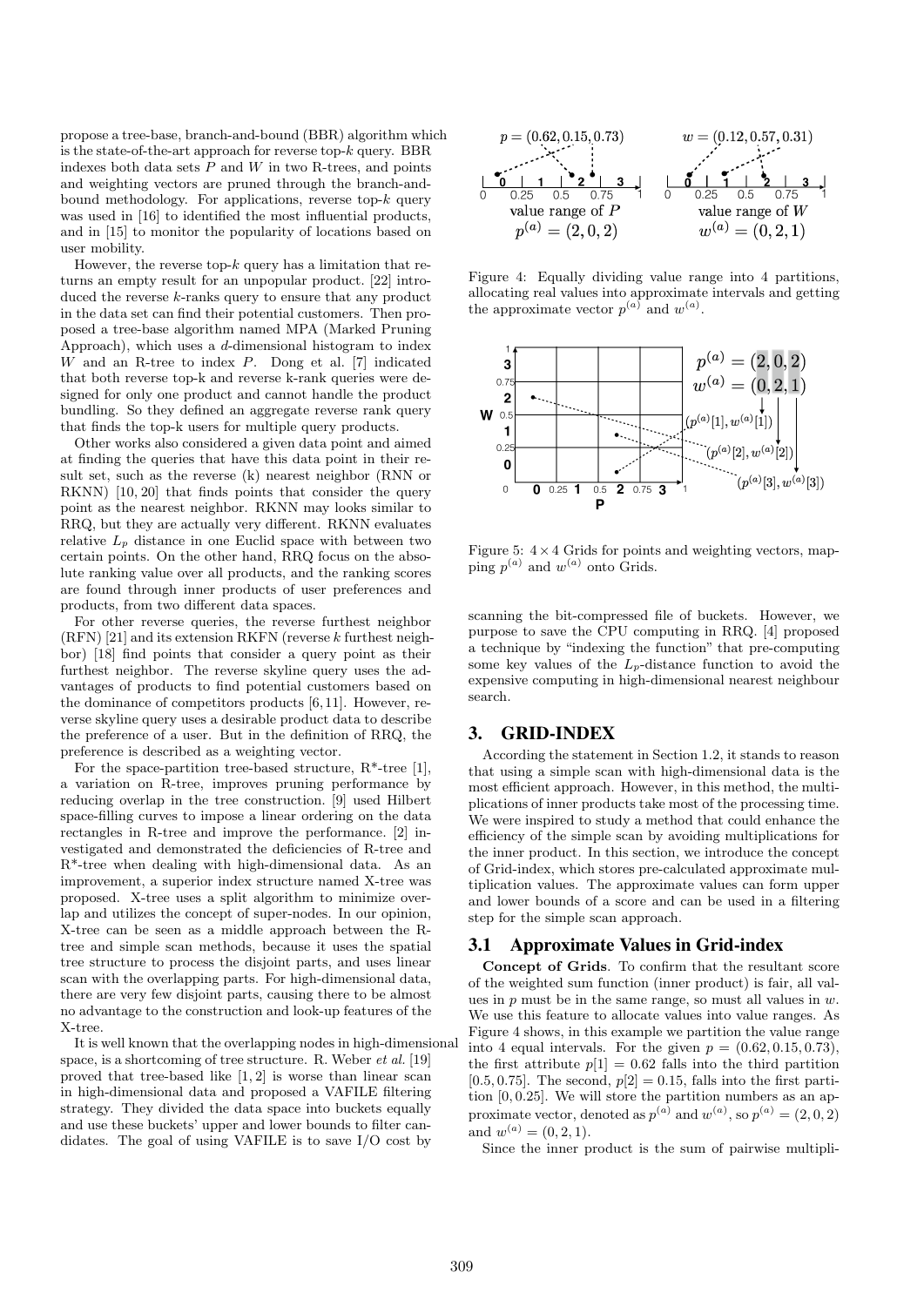propose a tree-base, branch-and-bound (BBR) algorithm which is the state-of-the-art approach for reverse top-$k$ query. BBR indexes both data sets $P$ and $W$ in two R-trees, and points and weighting vectors are pruned through the branch-and-bound methodology. For applications, reverse top-$k$ query was used in [16] to identified the most influential products, and in [15] to monitor the popularity of locations based on user mobility.

However, the reverse top-$k$ query has a limitation that returns an empty result for an unpopular product. [22] introduced the reverse $k$-ranks query to ensure that any product in the data set can find their potential customers. Then proposed a tree-base algorithm named MPA (Marked Pruning Approach), which uses a $d$-dimensional histogram to index $W$ and an R-tree to index $P$. Dong et al. [7] indicated that both reverse top-k and reverse k-rank queries were designed for only one product and cannot handle the product bundling. So they defined an aggregate reverse rank query that finds the top-k users for multiple query products.

Other works also considered a given data point and aimed at finding the queries that have this data point in their result set, such as the reverse (k) nearest neighbor (RNN or RKNN) [10, 20] that finds points that consider the query point as the nearest neighbor. RKNN may looks similar to RRQ, but they are actually very different. RKNN evaluates relative $L_p$ distance in one Euclid space with between two certain points. On the other hand, RRQ focus on the absolute ranking value over all products, and the ranking scores are found through inner products of user preferences and products, from two different data spaces.

For other reverse queries, the reverse furthest neighbor (RFN) [21] and its extension RKFN (reverse $k$ furthest neighbor) [18] find points that consider a query point as their furthest neighbor. The reverse skyline query uses the advantages of products to find potential customers based on the dominance of competitors products [6, 11]. However, reverse skyline query uses a desirable product data to describe the preference of a user. But in the definition of RRQ, the preference is described as a weighting vector.

For the space-partition tree-based structure, R*-tree [1], a variation on R-tree, improves pruning performance by reducing overlap in the tree construction. [9] used Hilbert space-filling curves to impose a linear ordering on the data rectangles in R-tree and improve the performance. [2] investigated and demonstrated the deficiencies of R-tree and R*-tree when dealing with high-dimensional data. As an improvement, a superior index structure named X-tree was proposed. X-tree uses a split algorithm to minimize overlap and utilizes the concept of super-nodes. In our opinion, X-tree can be seen as a middle approach between the R-tree and simple scan methods, because it uses the spatial tree structure to process the disjoint parts, and uses linear scan with the overlapping parts. For high-dimensional data, there are very few disjoint parts, causing there to be almost no advantage to the construction and look-up features of the X-tree.

It is well known that the overlapping nodes in high-dimensional space, is a shortcoming of tree structure. R. Weber *et al.* [19] proved that tree-based like [1, 2] is worse than linear scan in high-dimensional data and proposed a VAFILE filtering strategy. They divided the data space into buckets equally and use these buckets' upper and lower bounds to filter candidates. The goal of using VAFILE is to save I/O cost by scanning the bit-compressed file of buckets. However, we purpose to save the CPU computing in RRQ. [4] proposed a technique by "indexing the function" that pre-computing some key values of the $L_p$-distance function to avoid the expensive computing in high-dimensional nearest neighbour search.

Figure 4: Equally dividing value range into 4 partitions, allocating real values into approximate intervals and getting the approximate vector $p^{(a)}$ and $w^{(a)}$.

Figure 5: $4 \times 4$ Grids for points and weighting vectors, mapping $p^{(a)}$ and $w^{(a)}$ onto Grids.

## 3. GRID-INDEX

According the statement in Section 1.2, it stands to reason that using a simple scan with high-dimensional data is the most efficient approach. However, in this method, the multiplications of inner products take most of the processing time. We were inspired to study a method that could enhance the efficiency of the simple scan by avoiding multiplications for the inner product. In this section, we introduce the concept of Grid-index, which stores pre-calculated approximate multiplication values. The approximate values can form upper and lower bounds of a score and can be used in a filtering step for the simple scan approach.

### 3.1 Approximate Values in Grid-index

**Concept of Grids**. To confirm that the resultant score of the weighted sum function (inner product) is fair, all values in $p$ must be in the same range, so must all values in $w$. We use this feature to allocate values into value ranges. As Figure 4 shows, in this example we partition the value range into 4 equal intervals. For the given $p = (0.62, 0.15, 0.73)$, the first attribute $p[1] = 0.62$ falls into the third partition $[0.5, 0.75]$. The second, $p[2] = 0.15$, falls into the first partition $[0, 0.25]$. We will store the partition numbers as an approximate vector, denoted as $p^{(a)}$ and $w^{(a)}$, so $p^{(a)} = (2, 0, 2)$ and $w^{(a)} = (0, 2, 1)$.

Since the inner product is the sum of pairwise multipli-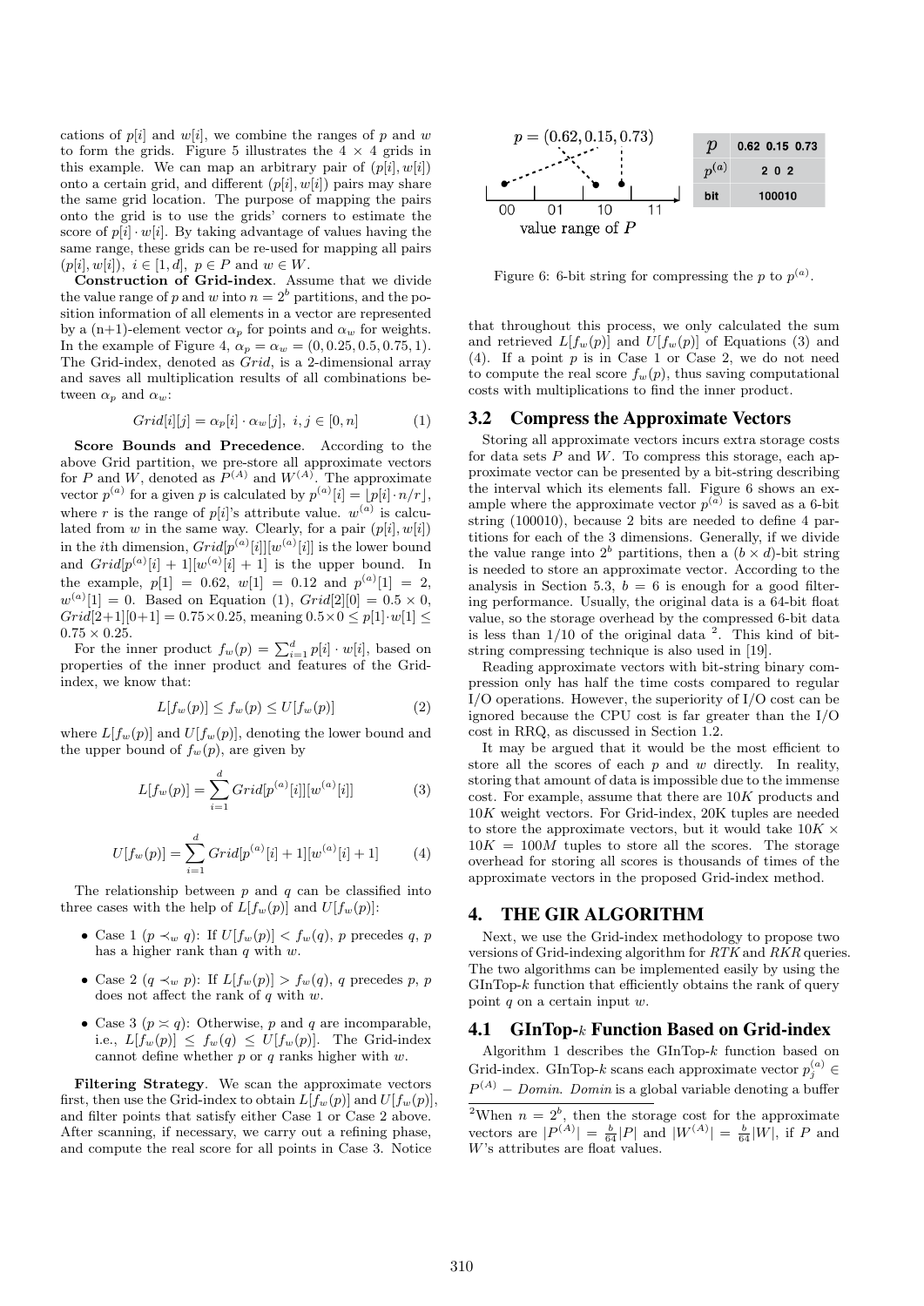cations of $p[i]$ and $w[i]$, we combine the ranges of $p$ and $w$ to form the grids. Figure 5 illustrates the $4 \times 4$ grids in this example. We can map an arbitrary pair of $(p[i], w[i])$ onto a certain grid, and different $(p[i], w[i])$ pairs may share the same grid location. The purpose of mapping the pairs onto the grid is to use the grids' corners to estimate the score of $p[i] \cdot w[i]$. By taking advantage of values having the same range, these grids can be re-used for mapping all pairs $(p[i], w[i])$, $i \in [1, d]$, $p \in P$ and $w \in W$.

**Construction of Grid-index**. Assume that we divide the value range of $p$ and $w$ into $n = 2^b$ partitions, and the position information of all elements in a vector are represented by a (n+1)-element vector $\alpha_p$ for points and $\alpha_w$ for weights. In the example of Figure 4, $\alpha_p = \alpha_w = (0, 0.25, 0.5, 0.75, 1)$. The Grid-index, denoted as $Grid$, is a 2-dimensional array and saves all multiplication results of all combinations between $\alpha_p$ and $\alpha_w$:

$$Grid[i][j] = \alpha_p[i] \cdot \alpha_w[j],\ i, j \in [0, n] \tag{1}$$

**Score Bounds and Precedence**. According to the above Grid partition, we pre-store all approximate vectors for $P$ and $W$, denoted as $P^{(A)}$ and $W^{(A)}$. The approximate vector $p^{(a)}$ for a given $p$ is calculated by $p^{(a)}[i] = \lfloor p[i] \cdot n/r \rfloor$, where $r$ is the range of $p[i]$'s attribute value. $w^{(a)}$ is calculated from $w$ in the same way. Clearly, for a pair $(p[i], w[i])$ in the $i$th dimension, $Grid[p^{(a)}[i]][w^{(a)}[i]]$ is the lower bound and $Grid[p^{(a)}[i] + 1][w^{(a)}[i] + 1]$ is the upper bound. In the example, $p[1] = 0.62$, $w[1] = 0.12$ and $p^{(a)}[1] = 2$, $w^{(a)}[1] = 0$. Based on Equation (1), $Grid[2][0] = 0.5 \times 0$, $Grid[2{+}1][0{+}1] = 0.75 \times 0.25$, meaning $0.5 \times 0 \leq p[1] \cdot w[1] \leq 0.75 \times 0.25$.

For the inner product $f_w(p) = \sum_{i=1}^{d} p[i] \cdot w[i]$, based on properties of the inner product and features of the Grid-index, we know that:

$$L[f_w(p)] \leq f_w(p) \leq U[f_w(p)] \tag{2}$$

where $L[f_w(p)]$ and $U[f_w(p)]$, denoting the lower bound and the upper bound of $f_w(p)$, are given by

$$L[f_w(p)] = \sum_{i=1}^{d} Grid[p^{(a)}[i]][w^{(a)}[i]] \tag{3}$$

$$U[f_w(p)] = \sum_{i=1}^{d} Grid[p^{(a)}[i] + 1][w^{(a)}[i] + 1] \tag{4}$$

The relationship between $p$ and $q$ can be classified into three cases with the help of $L[f_w(p)]$ and $U[f_w(p)]$:

- Case 1 ($p \prec_w q$): If $U[f_w(p)] < f_w(q)$, $p$ precedes $q$, $p$ has a higher rank than $q$ with $w$.
- Case 2 ($q \prec_w p$): If $L[f_w(p)] > f_w(q)$, $q$ precedes $p$, $p$ does not affect the rank of $q$ with $w$.
- Case 3 ($p \asymp q$): Otherwise, $p$ and $q$ are incomparable, i.e., $L[f_w(p)] \leq f_w(q) \leq U[f_w(p)]$. The Grid-index cannot define whether $p$ or $q$ ranks higher with $w$.

**Filtering Strategy**. We scan the approximate vectors first, then use the Grid-index to obtain $L[f_w(p)]$ and $U[f_w(p)]$, and filter points that satisfy either Case 1 or Case 2 above. After scanning, if necessary, we carry out a refining phase, and compute the real score for all points in Case 3. Notice that throughout this process, we only calculated the sum and retrieved $L[f_w(p)]$ and $U[f_w(p)]$ of Equations (3) and (4). If a point $p$ is in Case 1 or Case 2, we do not need to compute the real score $f_w(p)$, thus saving computational costs with multiplications to find the inner product.

| $p$ | 0.62 0.15 0.73 |
| --- | --- |
| $p^{(a)}$ | 2 0 2 |
| bit | 100010 |

Figure 6: 6-bit string for compressing the $p$ to $p^{(a)}$.

## 3.2 Compress the Approximate Vectors

Storing all approximate vectors incurs extra storage costs for data sets $P$ and $W$. To compress this storage, each approximate vector can be presented by a bit-string describing the interval which its elements fall. Figure 6 shows an example where the approximate vector $p^{(a)}$ is saved as a 6-bit string (100010), because 2 bits are needed to define 4 partitions for each of the 3 dimensions. Generally, if we divide the value range into $2^b$ partitions, then a $(b \times d)$-bit string is needed to store an approximate vector. According to the analysis in Section 5.3, $b = 6$ is enough for a good filtering performance. Usually, the original data is a 64-bit float value, so the storage overhead by the compressed 6-bit data is less than $1/10$ of the original data [2]. This kind of bit-string compressing technique is also used in [19].

Reading approximate vectors with bit-string binary compression only has half the time costs compared to regular I/O operations. However, the superiority of I/O cost can be ignored because the CPU cost is far greater than the I/O cost in RRQ, as discussed in Section 1.2.

It may be argued that it would be the most efficient to store all the scores of each $p$ and $w$ directly. In reality, storing that amount of data is impossible due to the immense cost. For example, assume that there are $10K$ products and $10K$ weight vectors. For Grid-index, $20K$ tuples are needed to store the approximate vectors, but it would take $10K \times 10K = 100M$ tuples to store all the scores. The storage overhead for storing all scores is thousands of times of the approximate vectors in the proposed Grid-index method.

# 4. THE GIR ALGORITHM

Next, we use the Grid-index methodology to propose two versions of Grid-indexing algorithm for $RTK$ and $RKR$ queries. The two algorithms can be implemented easily by using the GInTop-$k$ function that efficiently obtains the rank of query point $q$ on a certain input $w$.

## 4.1 GInTop-$k$ Function Based on Grid-index

Algorithm 1 describes the GInTop-$k$ function based on Grid-index. GInTop-$k$ scans each approximate vector $p_j^{(a)} \in P^{(A)} - Domin$. $Domin$ is a global variable denoting a buffer

[2] When $n = 2^b$, then the storage cost for the approximate vectors are $|P^{(A)}| = \frac{b}{64}|P|$ and $|W^{(A)}| = \frac{b}{64}|W|$, if $P$ and $W$'s attributes are float values.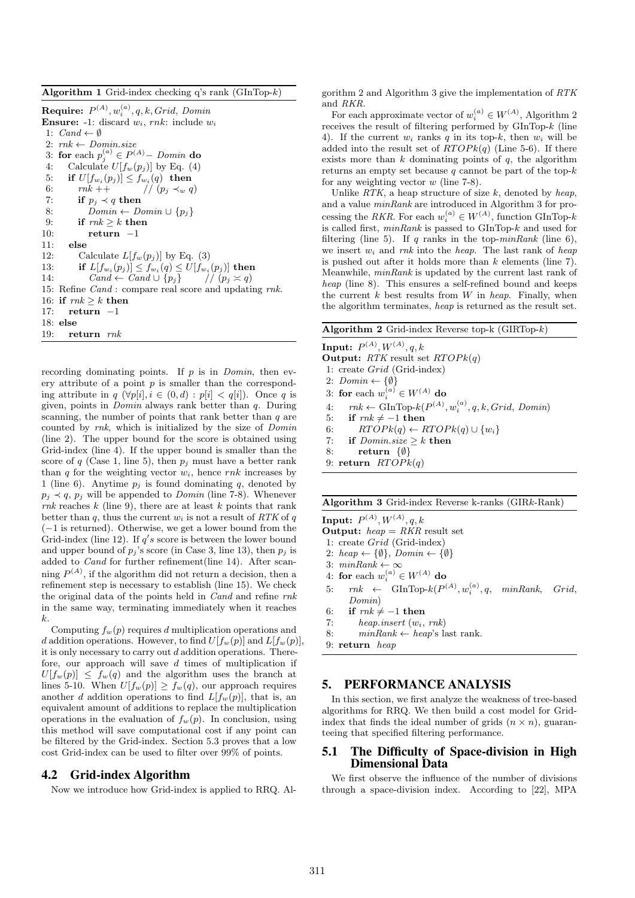**Algorithm 1** Grid-index checking q's rank (GInTop-$k$)

```
Require: P^(A), w_i^(a), q, k, Grid, Domin
Ensure: -1: discard w_i, rnk: include w_i
 1: Cand ← ∅
 2: rnk ← Domin.size
 3: for each p_j^(a) ∈ P^(A) − Domin do
 4:    Calculate U[f_w(p_j)] by Eq. (4)
 5:    if U[f_{w_i}(p_j)] ≤ f_{w_i}(q) then
 6:       rnk ++          // (p_j ≺_w q)
 7:       if p_j ≺ q then
 8:          Domin ← Domin ∪ {p_j}
 9:       if rnk ≥ k then
10:          return −1
11:    else
12:       Calculate L[f_w(p_j)] by Eq. (3)
13:       if L[f_{w_i}(p_j)] ≤ f_{w_i}(q) ≤ U[f_{w_i}(p_j)] then
14:          Cand ← Cand ∪ {p_j}      // (p_j ≍ q)
15: Refine Cand : compare real score and updating rnk.
16: if rnk ≥ k then
17:    return −1
18: else
19:    return rnk
```

recording dominating points. If $p$ is in *Domin*, then every attribute of a point $p$ is smaller than the corresponding attribute in $q$ ($\forall p[i], i \in (0, d) : p[i] < q[i]$). Once $q$ is given, points in *Domin* always rank better than $q$. During scanning, the number of points that rank better than $q$ are counted by *rnk*, which is initialized by the size of *Domin* (line 2). The upper bound for the score is obtained using Grid-index (line 4). If the upper bound is smaller than the score of $q$ (Case 1, line 5), then $p_j$ must have a better rank than $q$ for the weighting vector $w_i$, hence *rnk* increases by 1 (line 6). Anytime $p_j$ is found dominating $q$, denoted by $p_j \prec q$, $p_j$ will be appended to *Domin* (line 7-8). Whenever *rnk* reaches $k$ (line 9), there are at least $k$ points that rank better than $q$, thus the current $w_i$ is not a result of *RTK* of $q$ (−1 is returned). Otherwise, we get a lower bound from the Grid-index (line 12). If $q's$ score is between the lower bound and upper bound of $p_j$'s score (in Case 3, line 13), then $p_j$ is added to *Cand* for further refinement(line 14). After scanning $P^{(A)}$, if the algorithm did not return a decision, then a refinement step is necessary to establish (line 15). We check the original data of the points held in *Cand* and refine *rnk* in the same way, terminating immediately when it reaches $k$.

Computing $f_w(p)$ requires $d$ multiplication operations and $d$ addition operations. However, to find $U[f_w(p)]$ and $L[f_w(p)]$, it is only necessary to carry out $d$ addition operations. Therefore, our approach will save $d$ times of multiplication if $U[f_w(p)] \leq f_w(q)$ and the algorithm uses the branch at lines 5-10. When $U[f_w(p)] \geq f_w(q)$, our approach requires another $d$ addition operations to find $L[f_w(p)]$, that is, an equivalent amount of additions to replace the multiplication operations in the evaluation of $f_w(p)$. In conclusion, using this method will save computational cost if any point can be filtered by the Grid-index. Section 5.3 proves that a low cost Grid-index can be used to filter over 99% of points.

## 4.2 Grid-index Algorithm

Now we introduce how Grid-index is applied to RRQ. Algorithm 2 and Algorithm 3 give the implementation of *RTK* and *RKR*.

For each approximate vector of $w_i^{(a)} \in W^{(A)}$, Algorithm 2 receives the result of filtering performed by GInTop-$k$ (line 4). If the current $w_i$ ranks $q$ in its top-$k$, then $w_i$ will be added into the result set of $RTOPk(q)$ (Line 5-6). If there exists more than $k$ dominating points of $q$, the algorithm returns an empty set because $q$ cannot be part of the top-$k$ for any weighting vector $w$ (line 7-8).

Unlike *RTK*, a heap structure of size $k$, denoted by *heap*, and a value *minRank* are introduced in Algorithm 3 for processing the *RKR*. For each $w_i^{(a)} \in W^{(A)}$, function GInTop-$k$ is called first, *minRank* is passed to GInTop-$k$ and used for filtering (line 5). If $q$ ranks in the top-*minRank* (line 6), we insert $w_i$ and *rnk* into the *heap*. The last rank of *heap* is pushed out after it holds more than $k$ elements (line 7). Meanwhile, *minRank* is updated by the current last rank of *heap* (line 8). This ensures a self-refined bound and keeps the current $k$ best results from $W$ in *heap*. Finally, when the algorithm terminates, *heap* is returned as the result set.

**Algorithm 2** Grid-index Reverse top-k (GIRTop-$k$)

```
Input: P^(A), W^(A), q, k
Output: RTK result set RTOPk(q)
1: create Grid (Grid-index)
2: Domin ← {∅}
3: for each w_i^(a) ∈ W^(A) do
4:    rnk ← GInTop-k(P^(A), w_i^(a), q, k, Grid, Domin)
5:    if rnk ≠ −1 then
6:       RTOPk(q) ← RTOPk(q) ∪ {w_i}
7:    if Domin.size ≥ k then
8:       return {∅}
9: return RTOPk(q)
```

**Algorithm 3** Grid-index Reverse k-ranks (GIR$k$-Rank)

```
Input: P^(A), W^(A), q, k
Output: heap = RKR result set
1: create Grid (Grid-index)
2: heap ← {∅}, Domin ← {∅}
3: minRank ← ∞
4: for each w_i^(a) ∈ W^(A) do
5:    rnk ← GInTop-k(P^(A), w_i^(a), q, minRank, Grid, Domin)
6:    if rnk ≠ −1 then
7:       heap.insert (w_i, rnk)
8:       minRank ← heap's last rank.
9: return heap
```

## 5. PERFORMANCE ANALYSIS

In this section, we first analyze the weakness of tree-based algorithms for RRQ. We then build a cost model for Grid-index that finds the ideal number of grids ($n \times n$), guaranteeing that specified filtering performance.

### 5.1 The Difficulty of Space-division in High Dimensional Data

We first observe the influence of the number of divisions through a space-division index. According to [22], MPA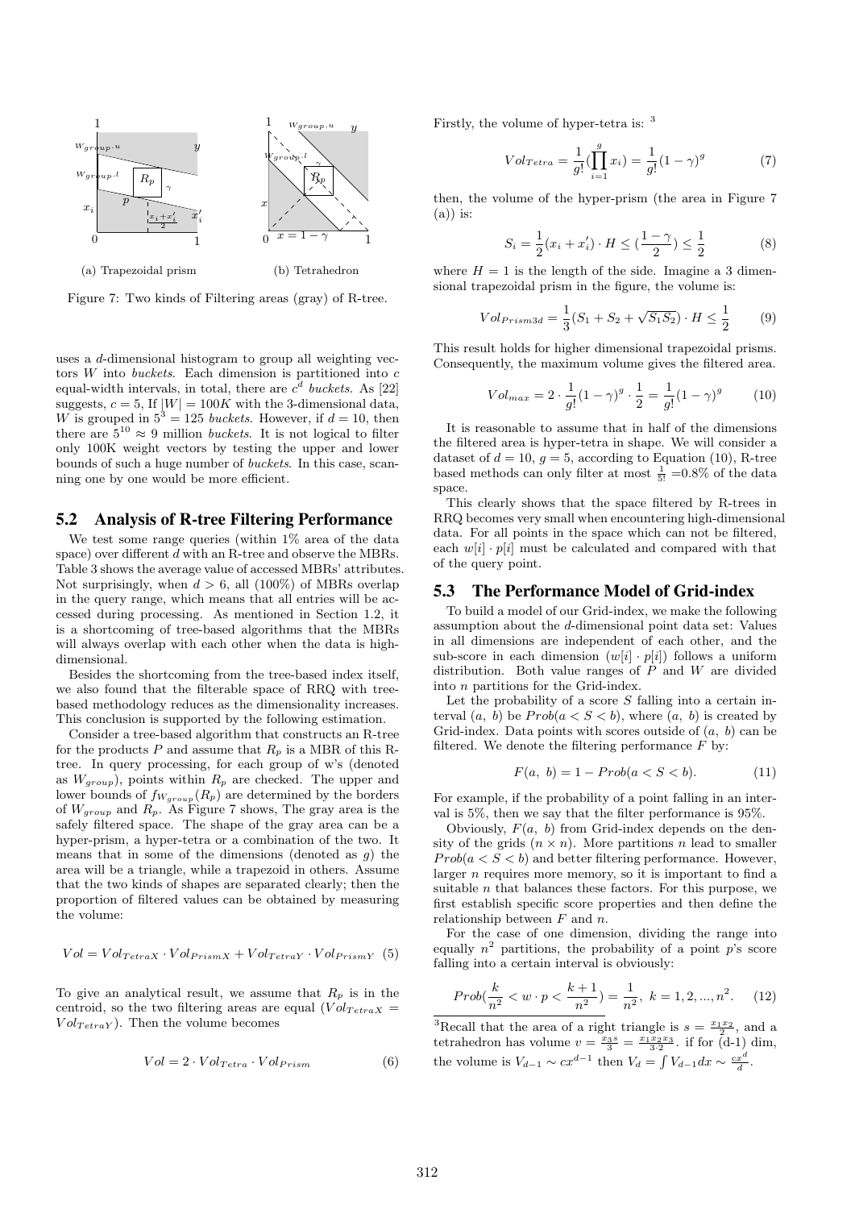Figure 7: Two kinds of Filtering areas (gray) of R-tree.

uses a $d$-dimensional histogram to group all weighting vectors $W$ into *buckets*. Each dimension is partitioned into $c$ equal-width intervals, in total, there are $c^d$ *buckets*. As [22] suggests, $c = 5$, If $|W| = 100K$ with the 3-dimensional data, $W$ is grouped in $5^3 = 125$ *buckets*. However, if $d = 10$, then there are $5^{10} \approx 9$ million *buckets*. It is not logical to filter only 100K weight vectors by testing the upper and lower bounds of such a huge number of *buckets*. In this case, scanning one by one would be more efficient.

## 5.2 Analysis of R-tree Filtering Performance

We test some range queries (within 1% area of the data space) over different $d$ with an R-tree and observe the MBRs. Table 3 shows the average value of accessed MBRs' attributes. Not surprisingly, when $d > 6$, all (100%) of MBRs overlap in the query range, which means that all entries will be accessed during processing. As mentioned in Section 1.2, it is a shortcoming of tree-based algorithms that the MBRs will always overlap with each other when the data is high-dimensional.

Besides the shortcoming from the tree-based index itself, we also found that the filterable space of RRQ with tree-based methodology reduces as the dimensionality increases. This conclusion is supported by the following estimation.

Consider a tree-based algorithm that constructs an R-tree for the products $P$ and assume that $R_p$ is a MBR of this R-tree. In query processing, for each group of w's (denoted as $W_{group}$), points within $R_p$ are checked. The upper and lower bounds of $f_{W_{group}}(R_p)$ are determined by the borders of $W_{group}$ and $R_p$. As Figure 7 shows, The gray area is the safely filtered space. The shape of the gray area can be a hyper-prism, a hyper-tetra or a combination of the two. It means that in some of the dimensions (denoted as $g$) the area will be a triangle, while a trapezoid in others. Assume that the two kinds of shapes are separated clearly; then the proportion of filtered values can be obtained by measuring the volume:

$$Vol = Vol_{TetraX} \cdot Vol_{PrismX} + Vol_{TetraY} \cdot Vol_{PrismY} \quad (5)$$

To give an analytical result, we assume that $R_p$ is in the centroid, so the two filtering areas are equal ($Vol_{TetraX} = Vol_{TetraY}$). Then the volume becomes

$$Vol = 2 \cdot Vol_{Tetra} \cdot Vol_{Prism} \quad (6)$$

Firstly, the volume of hyper-tetra is: [3]

$$Vol_{Tetra} = \frac{1}{g!}(\prod_{i=1}^{g} x_i) = \frac{1}{g!}(1-\gamma)^g \quad (7)$$

then, the volume of the hyper-prism (the area in Figure 7 (a)) is:

$$S_i = \frac{1}{2}(x_i + x_i') \cdot H \leq (\frac{1-\gamma}{2}) \leq \frac{1}{2} \quad (8)$$

where $H = 1$ is the length of the side. Imagine a 3 dimensional trapezoidal prism in the figure, the volume is:

$$Vol_{Prism3d} = \frac{1}{3}(S_1 + S_2 + \sqrt{S_1 S_2}) \cdot H \leq \frac{1}{2} \quad (9)$$

This result holds for higher dimensional trapezoidal prisms. Consequently, the maximum volume gives the filtered area.

$$Vol_{max} = 2 \cdot \frac{1}{g!}(1-\gamma)^g \cdot \frac{1}{2} = \frac{1}{g!}(1-\gamma)^g \quad (10)$$

It is reasonable to assume that in half of the dimensions the filtered area is hyper-tetra in shape. We will consider a dataset of $d = 10$, $g = 5$, according to Equation (10), R-tree based methods can only filter at most $\frac{1}{5!}$ =0.8% of the data space.

This clearly shows that the space filtered by R-trees in RRQ becomes very small when encountering high-dimensional data. For all points in the space which can not be filtered, each $w[i] \cdot p[i]$ must be calculated and compared with that of the query point.

## 5.3 The Performance Model of Grid-index

To build a model of our Grid-index, we make the following assumption about the $d$-dimensional point data set: Values in all dimensions are independent of each other, and the sub-score in each dimension ($w[i] \cdot p[i]$) follows a uniform distribution. Both value ranges of $P$ and $W$ are divided into $n$ partitions for the Grid-index.

Let the probability of a score $S$ falling into a certain interval $(a,\ b)$ be $Prob(a < S < b)$, where $(a,\ b)$ is created by Grid-index. Data points with scores outside of $(a,\ b)$ can be filtered. We denote the filtering performance $F$ by:

$$F(a,\ b) = 1 - Prob(a < S < b). \quad (11)$$

For example, if the probability of a point falling in an interval is 5%, then we say that the filter performance is 95%.

Obviously, $F(a,\ b)$ from Grid-index depends on the density of the grids ($n \times n$). More partitions $n$ lead to smaller $Prob(a < S < b)$ and better filtering performance. However, larger $n$ requires more memory, so it is important to find a suitable $n$ that balances these factors. For this purpose, we first establish specific score properties and then define the relationship between $F$ and $n$.

For the case of one dimension, dividing the range into equally $n^2$ partitions, the probability of a point $p$'s score falling into a certain interval is obviously:

$$Prob(\frac{k}{n^2} < w \cdot p < \frac{k+1}{n^2}) = \frac{1}{n^2},\ k = 1, 2, ..., n^2. \quad (12)$$

[3]Recall that the area of a right triangle is $s = \frac{x_1 x_2}{2}$, and a tetrahedron has volume $v = \frac{x_3 s}{3} = \frac{x_1 x_2 x_3}{3 \cdot 2}$. if for (d-1) dim, the volume is $V_{d-1} \sim cx^{d-1}$ then $V_d = \int V_{d-1} dx \sim \frac{cx^d}{d}$.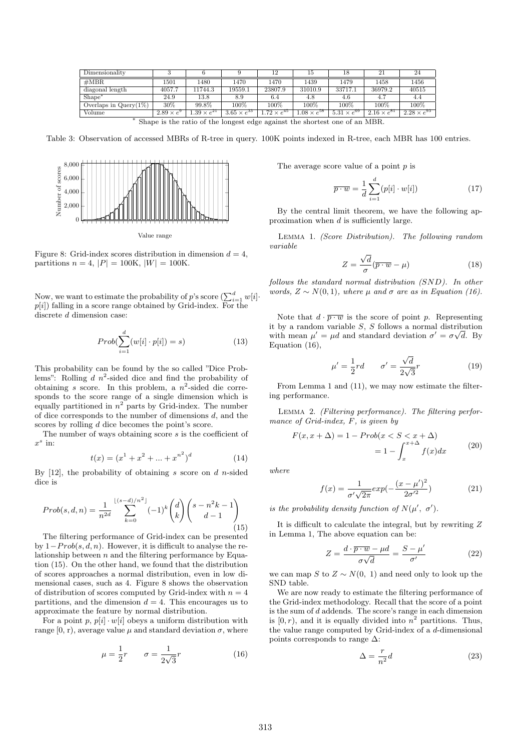| Dimensionality | 3 | 6 | 9 | 12 | 15 | 18 | 21 | 24 |
|---|---|---|---|---|---|---|---|---|
| #MBR | 1501 | 1480 | 1470 | 1470 | 1439 | 1479 | 1458 | 1456 |
| diagonal length | 4057.7 | 11744.3 | 19559.1 | 23807.9 | 31010.9 | 33717.1 | 36979.2 | 40515 |
| Shape* | 24.9 | 13.8 | 8.9 | 6.4 | 4.8 | 4.6 | 4.7 | 4.4 |
| Overlaps in Query(1%) | 30% | 99.8% | 100% | 100% | 100% | 100% | 100% | 100% |
| Volume | $2.89 \times e^{9}$ | $1.39 \times e^{21}$ | $3.65 \times e^{33}$ | $1.72 \times e^{45}$ | $1.08 \times e^{58}$ | $5.31 \times e^{69}$ | $2.16 \times e^{81}$ | $2.28 \times e^{93}$ |

\* Shape is the ratio of the longest edge against the shortest one of an MBR.

Table 3: Observation of accessed MBRs of R-tree in query. 100K points indexed in R-tree, each MBR has 100 entries.

Figure 8: Grid-index scores distribution in dimension $d = 4$, partitions $n = 4$, $|P| = 100\text{K}$, $|W| = 100\text{K}$.

Now, we want to estimate the probability of $p$'s score ($\sum_{i=1}^{d} w[i] \cdot p[i]$) falling in a score range obtained by Grid-index. For the discrete $d$ dimension case:

$$Prob(\sum_{i=1}^{d}(w[i] \cdot p[i]) = s) \tag{13}$$

This probability can be found by the so called "Dice Problems": Rolling $d$ $n^2$-sided dice and find the probability of obtaining $s$ score. In this problem, a $n^2$-sided die corresponds to the score range of a single dimension which is equally partitioned in $n^2$ parts by Grid-index. The number of dice corresponds to the number of dimensions $d$, and the scores by rolling $d$ dice becomes the point's score.

The number of ways obtaining score $s$ is the coefficient of $x^s$ in:

$$t(x) = (x^1 + x^2 + ... + x^{n^2})^d \tag{14}$$

By [12], the probability of obtaining $s$ score on $d$ $n$-sided dice is

$$Prob(s, d, n) = \frac{1}{n^{2d}} \sum_{k=0}^{\lfloor (s-d)/n^2 \rfloor} (-1)^k \binom{d}{k} \binom{s - n^2 k - 1}{d - 1} \tag{15}$$

The filtering performance of Grid-index can be presented by $1 - Prob(s, d, n)$. However, it is difficult to analyse the relationship between $n$ and the filtering performance by Equation (15). On the other hand, we found that the distribution of scores approaches a normal distribution, even in low dimensional cases, such as 4. Figure 8 shows the observation of distribution of scores computed by Grid-index with $n = 4$ partitions, and the dimension $d = 4$. This encourages us to approximate the feature by normal distribution.

For a point $p$, $p[i] \cdot w[i]$ obeys a uniform distribution with range [0, r), average value $\mu$ and standard deviation $\sigma$, where

$$\mu = \frac{1}{2}r \qquad \sigma = \frac{1}{2\sqrt{3}}r \tag{16}$$

The average score value of a point $p$ is

$$\overline{p \cdot w} = \frac{1}{d}\sum_{i=1}^{d}(p[i] \cdot w[i]) \tag{17}$$

By the central limit theorem, we have the following approximation when $d$ is sufficiently large.

Lemma 1. *(Score Distribution). The following random variable*

$$Z = \frac{\sqrt{d}}{\sigma}(\overline{p \cdot w} - \mu) \tag{18}$$

*follows the standard normal distribution (SND). In other words, $Z \sim N(0, 1)$, where $\mu$ and $\sigma$ are as in Equation (16).*

Note that $d \cdot \overline{p \cdot w}$ is the score of point $p$. Representing it by a random variable $S$, $S$ follows a normal distribution with mean $\mu' = \mu d$ and standard deviation $\sigma' = \sigma\sqrt{d}$. By Equation (16),

$$\mu' = \frac{1}{2}rd \qquad \sigma' = \frac{\sqrt{d}}{2\sqrt{3}}r \tag{19}$$

From Lemma 1 and (11), we may now estimate the filtering performance.

Lemma 2. *(Filtering performance). The filtering performance of Grid-index, $F$, is given by*

$$\begin{aligned} F(x, x+\Delta) &= 1 - Prob(x < S < x + \Delta) \\ &= 1 - \int_{x}^{x+\Delta} f(x)dx \end{aligned} \tag{20}$$

*where*

$$f(x) = \frac{1}{\sigma'\sqrt{2\pi}} exp(-\frac{(x - \mu')^2}{2\sigma'^2}) \tag{21}$$

*is the probability density function of $N(\mu',\ \sigma')$.*

It is difficult to calculate the integral, but by rewriting $Z$ in Lemma 1, The above equation can be:

$$Z = \frac{d \cdot \overline{p \cdot w} - \mu d}{\sigma\sqrt{d}} = \frac{S - \mu'}{\sigma'} \tag{22}$$

we can map $S$ to $Z \sim N(0,\ 1)$ and need only to look up the SND table.

We are now ready to estimate the filtering performance of the Grid-index methodology. Recall that the score of a point is the sum of $d$ addends. The score's range in each dimension is $[0, r)$, and it is equally divided into $n^2$ partitions. Thus, the value range computed by Grid-index of a $d$-dimensional points corresponds to range $\Delta$:

$$\Delta = \frac{r}{n^2}d \tag{23}$$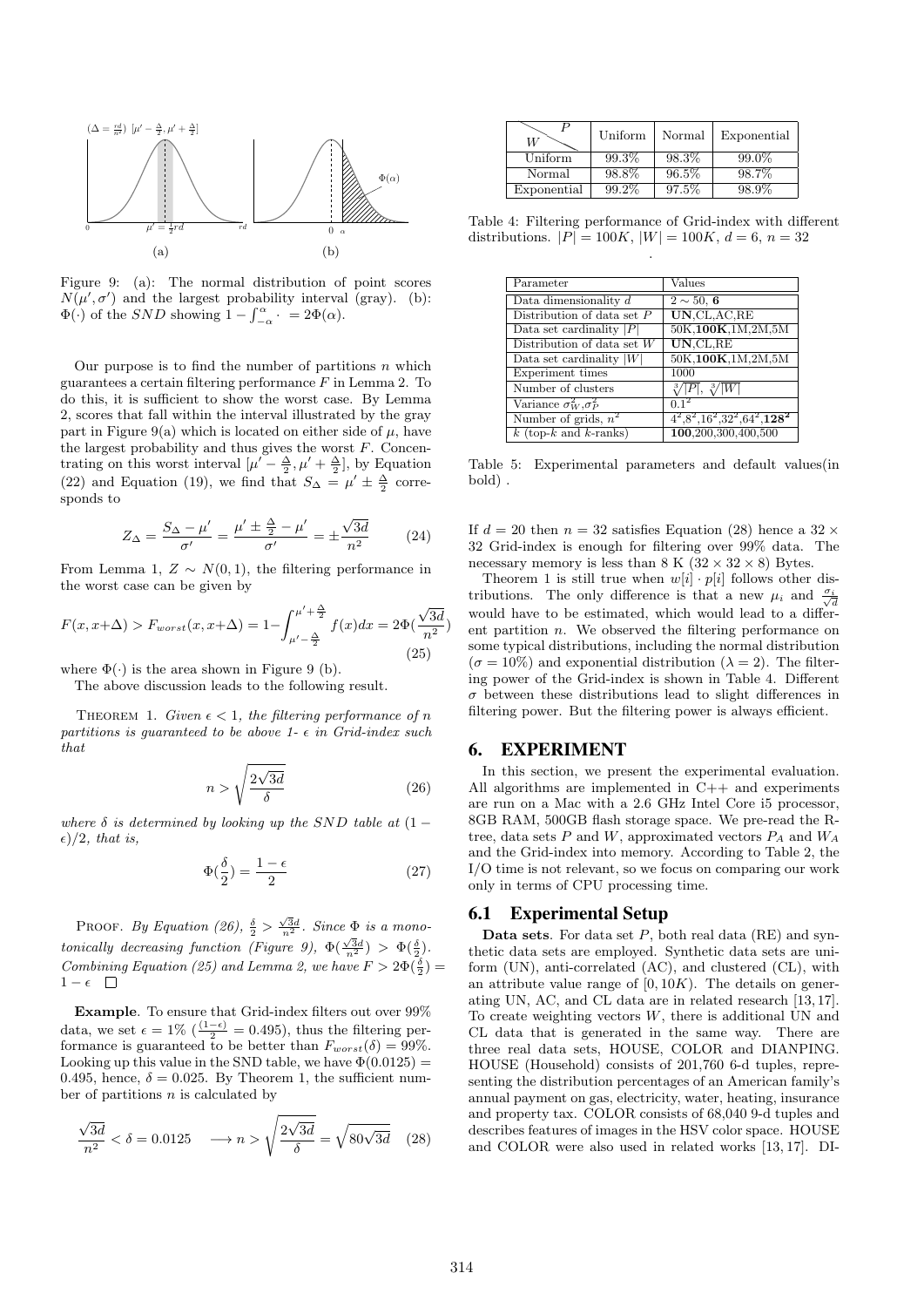Figure 9: (a): The normal distribution of point scores $N(\mu', \sigma')$ and the largest probability interval (gray). (b): $\Phi(\cdot)$ of the $SND$ showing $1 - \int_{-\alpha}^{\alpha} \cdot \ = 2\Phi(\alpha)$.

Our purpose is to find the number of partitions $n$ which guarantees a certain filtering performance $F$ in Lemma 2. To do this, it is sufficient to show the worst case. By Lemma 2, scores that fall within the interval illustrated by the gray part in Figure 9(a) which is located on either side of $\mu$, have the largest probability and thus gives the worst $F$. Concentrating on this worst interval $[\mu' - \frac{\Delta}{2}, \mu' + \frac{\Delta}{2}]$, by Equation (22) and Equation (19), we find that $S_\Delta = \mu' \pm \frac{\Delta}{2}$ corresponds to

$$Z_\Delta = \frac{S_\Delta - \mu'}{\sigma'} = \frac{\mu' \pm \frac{\Delta}{2} - \mu'}{\sigma'} = \pm\frac{\sqrt{3d}}{n^2} \tag{24}$$

From Lemma 1, $Z \sim N(0,1)$, the filtering performance in the worst case can be given by

$$F(x, x+\Delta) > F_{worst}(x, x+\Delta) = 1 - \int_{\mu'-\frac{\Delta}{2}}^{\mu'+\frac{\Delta}{2}} f(x)dx = 2\Phi(\frac{\sqrt{3d}}{n^2}) \tag{25}$$

where $\Phi(\cdot)$ is the area shown in Figure 9 (b).

The above discussion leads to the following result.

Theorem 1. *Given $\epsilon < 1$, the filtering performance of $n$ partitions is guaranteed to be above 1- $\epsilon$ in Grid-index such that*

$$n > \sqrt{\frac{2\sqrt{3d}}{\delta}} \tag{26}$$

*where $\delta$ is determined by looking up the $SND$ table at $(1 - \epsilon)/2$, that is,*

$$\Phi(\frac{\delta}{2}) = \frac{1-\epsilon}{2} \tag{27}$$

Proof. *By Equation (26), $\frac{\delta}{2} > \frac{\sqrt{3d}}{n^2}$. Since $\Phi$ is a monotonically decreasing function (Figure 9), $\Phi(\frac{\sqrt{3d}}{n^2}) > \Phi(\frac{\delta}{2})$. Combining Equation (25) and Lemma 2, we have $F > 2\Phi(\frac{\delta}{2}) = 1 - \epsilon$* □

**Example**. To ensure that Grid-index filters out over 99% data, we set $\epsilon = 1\%$ ($\frac{(1-\epsilon)}{2} = 0.495$), thus the filtering performance is guaranteed to be better than $F_{worst}(\delta) = 99\%$. Looking up this value in the SND table, we have $\Phi(0.0125) = 0.495$, hence, $\delta = 0.025$. By Theorem 1, the sufficient number of partitions $n$ is calculated by

$$\frac{\sqrt{3d}}{n^2} < \delta = 0.0125 \quad \longrightarrow n > \sqrt{\frac{2\sqrt{3d}}{\delta}} = \sqrt{80\sqrt{3d}} \tag{28}$$

| W \ P | Uniform | Normal | Exponential |
|---|---|---|---|
| Uniform | 99.3% | 98.3% | 99.0% |
| Normal | 98.8% | 96.5% | 98.7% |
| Exponential | 99.2% | 97.5% | 98.9% |

Table 4: Filtering performance of Grid-index with different distributions. $|P| = 100K$, $|W| = 100K$, $d = 6$, $n = 32$

| Parameter | Values |
|---|---|
| Data dimensionality $d$ | $2 \sim 50$, **6** |
| Distribution of data set $P$ | **UN**,CL,AC,RE |
| Data set cardinality $\|P\|$ | 50K,**100K**,1M,2M,5M |
| Distribution of data set $W$ | **UN**,CL,RE |
| Data set cardinality $\|W\|$ | 50K,**100K**,1M,2M,5M |
| Experiment times | 1000 |
| Number of clusters | $\sqrt[3]{\|P\|}$, $\sqrt[3]{\|W\|}$ |
| Variance $\sigma_W^2$,$\sigma_P^2$ | $0.1^2$ |
| Number of grids, $n^2$ | $4^2$,$8^2$,$16^2$,$32^2$,$64^2$,$\mathbf{128^2}$ |
| $k$ (top-$k$ and $k$-ranks) | **100**,200,300,400,500 |

Table 5: Experimental parameters and default values(in bold) .

If $d = 20$ then $n = 32$ satisfies Equation (28) hence a $32 \times 32$ Grid-index is enough for filtering over 99% data. The necessary memory is less than 8 K ($32 \times 32 \times 8$) Bytes.

Theorem 1 is still true when $w[i] \cdot p[i]$ follows other distributions. The only difference is that a new $\mu_i$ and $\frac{\sigma_i}{\sqrt{d}}$ would have to be estimated, which would lead to a different partition $n$. We observed the filtering performance on some typical distributions, including the normal distribution ($\sigma = 10\%$) and exponential distribution ($\lambda = 2$). The filtering power of the Grid-index is shown in Table 4. Different $\sigma$ between these distributions lead to slight differences in filtering power. But the filtering power is always efficient.

# 6. EXPERIMENT

In this section, we present the experimental evaluation. All algorithms are implemented in C++ and experiments are run on a Mac with a 2.6 GHz Intel Core i5 processor, 8GB RAM, 500GB flash storage space. We pre-read the R-tree, data sets $P$ and $W$, approximated vectors $P_A$ and $W_A$ and the Grid-index into memory. According to Table 2, the I/O time is not relevant, so we focus on comparing our work only in terms of CPU processing time.

## 6.1 Experimental Setup

**Data sets**. For data set $P$, both real data (RE) and synthetic data sets are employed. Synthetic data sets are uniform (UN), anti-correlated (AC), and clustered (CL), with an attribute value range of $[0, 10K)$. The details on generating UN, AC, and CL data are in related research [13, 17]. To create weighting vectors $W$, there is additional UN and CL data that is generated in the same way. There are three real data sets, HOUSE, COLOR and DIANPING. HOUSE (Household) consists of 201,760 6-d tuples, representing the distribution percentages of an American family's annual payment on gas, electricity, water, heating, insurance and property tax. COLOR consists of 68,040 9-d tuples and describes features of images in the HSV color space. HOUSE and COLOR were also used in related works [13, 17]. DI-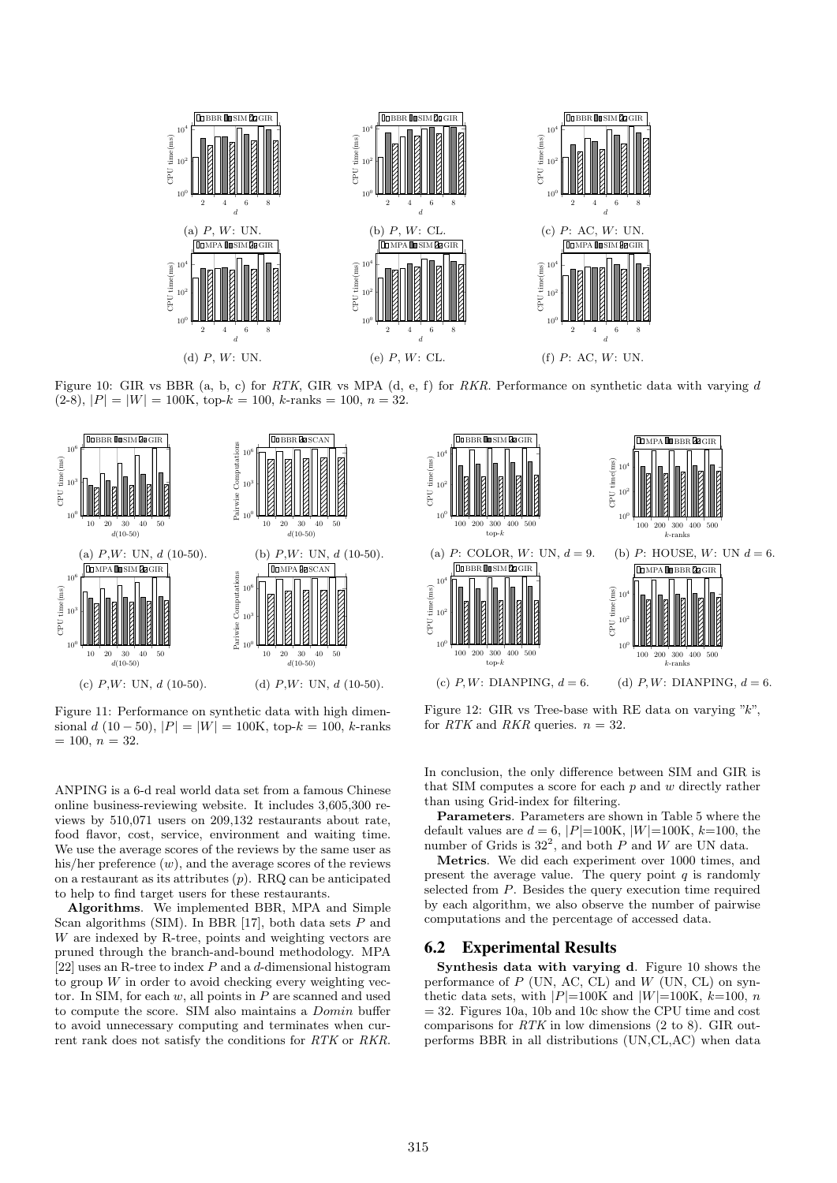Figure 10: GIR vs BBR (a, b, c) for *RTK*, GIR vs MPA (d, e, f) for *RKR*. Performance on synthetic data with varying $d$ (2-8), $|P| = |W| = 100$K, top-$k = 100$, $k$-ranks $= 100$, $n = 32$.

Figure 11: Performance on synthetic data with high dimensional $d$ $(10-50)$, $|P| = |W| = 100$K, top-$k = 100$, $k$-ranks $= 100$, $n = 32$.

Figure 12: GIR vs Tree-base with RE data on varying "$k$", for *RTK* and *RKR* queries. $n = 32$.

ANPING is a 6-d real world data set from a famous Chinese online business-reviewing website. It includes 3,605,300 reviews by 510,071 users on 209,132 restaurants about rate, food flavor, cost, service, environment and waiting time. We use the average scores of the reviews by the same user as his/her preference ($w$), and the average scores of the reviews on a restaurant as its attributes ($p$). RRQ can be anticipated to help to find target users for these restaurants.

**Algorithms**. We implemented BBR, MPA and Simple Scan algorithms (SIM). In BBR [17], both data sets $P$ and $W$ are indexed by R-tree, points and weighting vectors are pruned through the branch-and-bound methodology. MPA [22] uses an R-tree to index $P$ and a $d$-dimensional histogram to group $W$ in order to avoid checking every weighting vector. In SIM, for each $w$, all points in $P$ are scanned and used to compute the score. SIM also maintains a *Domin* buffer to avoid unnecessary computing and terminates when current rank does not satisfy the conditions for *RTK* or *RKR*. In conclusion, the only difference between SIM and GIR is that SIM computes a score for each $p$ and $w$ directly rather than using Grid-index for filtering.

**Parameters**. Parameters are shown in Table 5 where the default values are $d = 6$, $|P|$=100K, $|W|$=100K, $k$=100, the number of Grids is $32^2$, and both $P$ and $W$ are UN data.

**Metrics**. We did each experiment over 1000 times, and present the average value. The query point $q$ is randomly selected from $P$. Besides the query execution time required by each algorithm, we also observe the number of pairwise computations and the percentage of accessed data.

## 6.2 Experimental Results

**Synthesis data with varying d**. Figure 10 shows the performance of $P$ (UN, AC, CL) and $W$ (UN, CL) on synthetic data sets, with $|P|$=100K and $|W|$=100K, $k$=100, $n$ = 32. Figures 10a, 10b and 10c show the CPU time and cost comparisons for *RTK* in low dimensions (2 to 8). GIR outperforms BBR in all distributions (UN,CL,AC) when data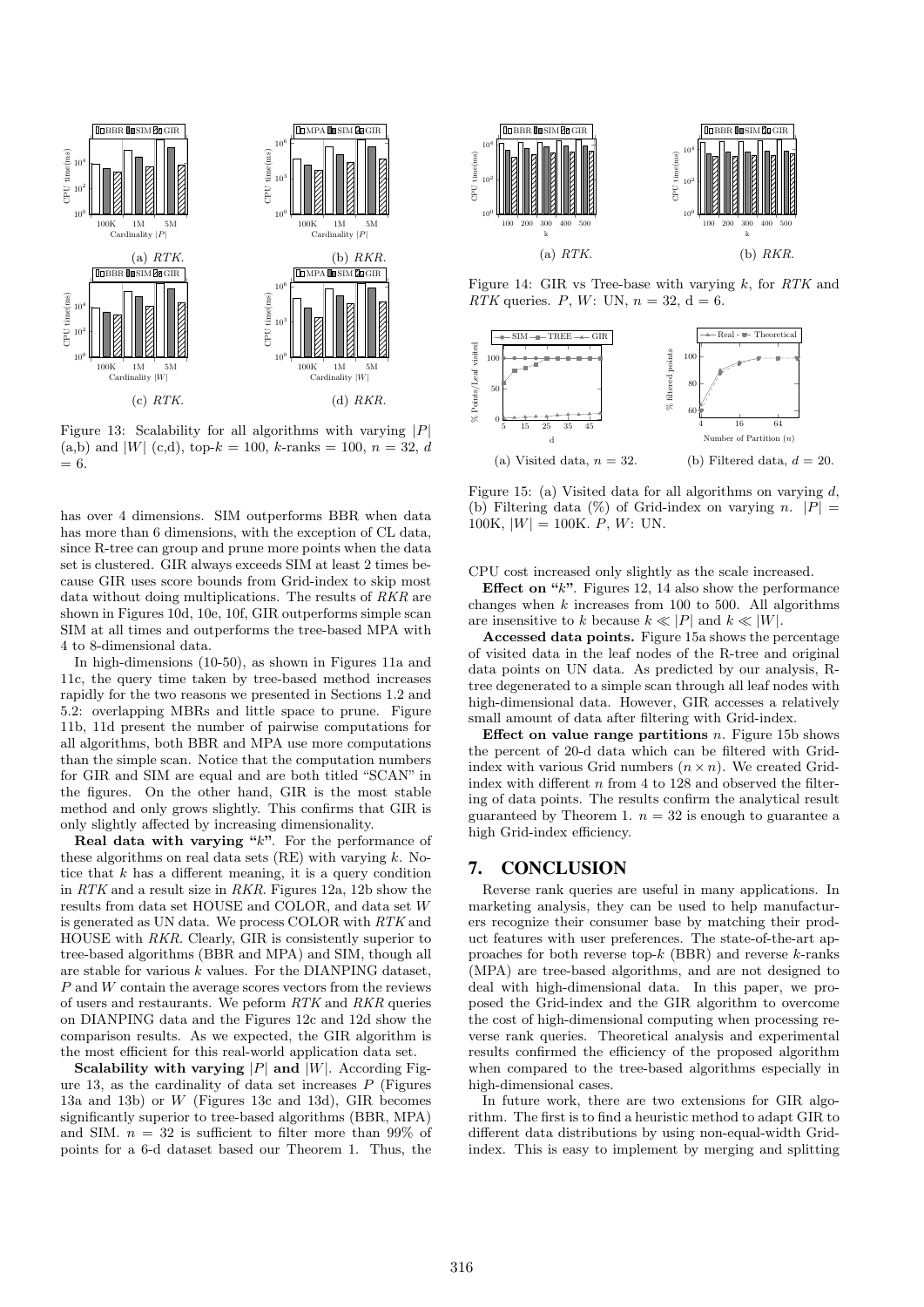(a) *RTK*.

(b) *RKR*.

(c) *RTK*.

(d) *RKR*.

Figure 13: Scalability for all algorithms with varying $|P|$ (a,b) and $|W|$ (c,d), top-$k$ = 100, $k$-ranks = 100, $n$ = 32, $d$ = 6.

has over 4 dimensions. SIM outperforms BBR when data has more than 6 dimensions, with the exception of CL data, since R-tree can group and prune more points when the data set is clustered. GIR always exceeds SIM at least 2 times because GIR uses score bounds from Grid-index to skip most data without doing multiplications. The results of *RKR* are shown in Figures 10d, 10e, 10f, GIR outperforms simple scan SIM at all times and outperforms the tree-based MPA with 4 to 8-dimensional data.

In high-dimensions (10-50), as shown in Figures 11a and 11c, the query time taken by tree-based method increases rapidly for the two reasons we presented in Sections 1.2 and 5.2: overlapping MBRs and little space to prune. Figure 11b, 11d present the number of pairwise computations for all algorithms, both BBR and MPA use more computations than the simple scan. Notice that the computation numbers for GIR and SIM are equal and are both titled "SCAN" in the figures. On the other hand, GIR is the most stable method and only grows slightly. This confirms that GIR is only slightly affected by increasing dimensionality.

**Real data with varying "$k$".** For the performance of these algorithms on real data sets (RE) with varying $k$. Notice that $k$ has a different meaning, it is a query condition in *RTK* and a result size in *RKR*. Figures 12a, 12b show the results from data set HOUSE and COLOR, and data set $W$ is generated as UN data. We process COLOR with *RTK* and HOUSE with *RKR*. Clearly, GIR is consistently superior to tree-based algorithms (BBR and MPA) and SIM, though all are stable for various $k$ values. For the DIANPING dataset, $P$ and $W$ contain the average scores vectors from the reviews of users and restaurants. We peform *RTK* and *RKR* queries on DIANPING data and the Figures 12c and 12d show the comparison results. As we expected, the GIR algorithm is the most efficient for this real-world application data set.

**Scalability with varying $|P|$ and $|W|$.** According Figure 13, as the cardinality of data set increases $P$ (Figures 13a and 13b) or $W$ (Figures 13c and 13d), GIR becomes significantly superior to tree-based algorithms (BBR, MPA) and SIM. $n$ = 32 is sufficient to filter more than 99% of points for a 6-d dataset based our Theorem 1. Thus, the

(a) *RTK*.

(b) *RKR*.

Figure 14: GIR vs Tree-base with varying $k$, for *RTK* and *RTK* queries. $P$, $W$: UN, $n$ = 32, d = 6.

(a) Visited data, $n$ = 32.

(b) Filtered data, $d$ = 20.

Figure 15: (a) Visited data for all algorithms on varying $d$, (b) Filtering data (%) of Grid-index on varying $n$. $|P|$ = 100K, $|W|$ = 100K. $P$, $W$: UN.

CPU cost increased only slightly as the scale increased.

**Effect on "$k$".** Figures 12, 14 also show the performance changes when $k$ increases from 100 to 500. All algorithms are insensitive to $k$ because $k \ll |P|$ and $k \ll |W|$.

**Accessed data points.** Figure 15a shows the percentage of visited data in the leaf nodes of the R-tree and original data points on UN data. As predicted by our analysis, R-tree degenerated to a simple scan through all leaf nodes with high-dimensional data. However, GIR accesses a relatively small amount of data after filtering with Grid-index.

**Effect on value range partitions $n$.** Figure 15b shows the percent of 20-d data which can be filtered with Grid-index with various Grid numbers ($n \times n$). We created Grid-index with different $n$ from 4 to 128 and observed the filtering of data points. The results confirm the analytical result guaranteed by Theorem 1. $n$ = 32 is enough to guarantee a high Grid-index efficiency.

## 7. CONCLUSION

Reverse rank queries are useful in many applications. In marketing analysis, they can be used to help manufacturers recognize their consumer base by matching their product features with user preferences. The state-of-the-art approaches for both reverse top-$k$ (BBR) and reverse $k$-ranks (MPA) are tree-based algorithms, and are not designed to deal with high-dimensional data. In this paper, we proposed the Grid-index and the GIR algorithm to overcome the cost of high-dimensional computing when processing reverse rank queries. Theoretical analysis and experimental results confirmed the efficiency of the proposed algorithm when compared to the tree-based algorithms especially in high-dimensional cases.

In future work, there are two extensions for GIR algorithm. The first is to find a heuristic method to adapt GIR to different data distributions by using non-equal-width Grid-index. This is easy to implement by merging and splitting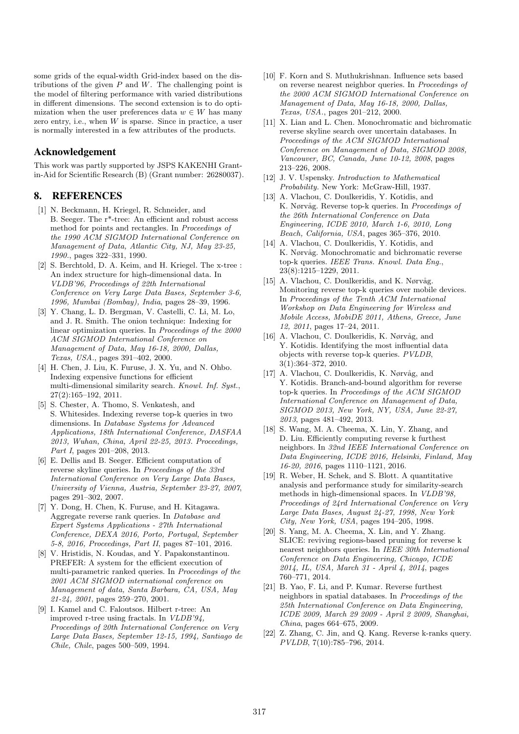some grids of the equal-width Grid-index based on the distributions of the given $P$ and $W$. The challenging point is the model of filtering performance with varied distributions in different dimensions. The second extension is to do optimization when the user preferences data $w \in W$ has many zero entry, i.e., when $W$ is sparse. Since in practice, a user is normally interested in a few attributes of the products.

## Acknowledgement

This work was partly supported by JSPS KAKENHI Grant-in-Aid for Scientific Research (B) (Grant number: 26280037).

## 8. REFERENCES

[1] N. Beckmann, H. Kriegel, R. Schneider, and B. Seeger. The r*-tree: An efficient and robust access method for points and rectangles. In *Proceedings of the 1990 ACM SIGMOD International Conference on Management of Data, Atlantic City, NJ, May 23-25, 1990.*, pages 322–331, 1990.

[2] S. Berchtold, D. A. Keim, and H. Kriegel. The x-tree : An index structure for high-dimensional data. In *VLDB'96, Proceedings of 22th International Conference on Very Large Data Bases, September 3-6, 1996, Mumbai (Bombay), India*, pages 28–39, 1996.

[3] Y. Chang, L. D. Bergman, V. Castelli, C. Li, M. Lo, and J. R. Smith. The onion technique: Indexing for linear optimization queries. In *Proceedings of the 2000 ACM SIGMOD International Conference on Management of Data, May 16-18, 2000, Dallas, Texas, USA.*, pages 391–402, 2000.

[4] H. Chen, J. Liu, K. Furuse, J. X. Yu, and N. Ohbo. Indexing expensive functions for efficient multi-dimensional similarity search. *Knowl. Inf. Syst.*, 27(2):165–192, 2011.

[5] S. Chester, A. Thomo, S. Venkatesh, and S. Whitesides. Indexing reverse top-k queries in two dimensions. In *Database Systems for Advanced Applications, 18th International Conference, DASFAA 2013, Wuhan, China, April 22-25, 2013. Proceedings, Part I*, pages 201–208, 2013.

[6] E. Dellis and B. Seeger. Efficient computation of reverse skyline queries. In *Proceedings of the 33rd International Conference on Very Large Data Bases, University of Vienna, Austria, September 23-27, 2007*, pages 291–302, 2007.

[7] Y. Dong, H. Chen, K. Furuse, and H. Kitagawa. Aggregate reverse rank queries. In *Database and Expert Systems Applications - 27th International Conference, DEXA 2016, Porto, Portugal, September 5-8, 2016, Proceedings, Part II*, pages 87–101, 2016.

[8] V. Hristidis, N. Koudas, and Y. Papakonstantinou. PREFER: A system for the efficient execution of multi-parametric ranked queries. In *Proceedings of the 2001 ACM SIGMOD international conference on Management of data, Santa Barbara, CA, USA, May 21-24, 2001*, pages 259–270, 2001.

[9] I. Kamel and C. Faloutsos. Hilbert r-tree: An improved r-tree using fractals. In *VLDB'94, Proceedings of 20th International Conference on Very Large Data Bases, September 12-15, 1994, Santiago de Chile, Chile*, pages 500–509, 1994.

[10] F. Korn and S. Muthukrishnan. Influence sets based on reverse nearest neighbor queries. In *Proceedings of the 2000 ACM SIGMOD International Conference on Management of Data, May 16-18, 2000, Dallas, Texas, USA.*, pages 201–212, 2000.

[11] X. Lian and L. Chen. Monochromatic and bichromatic reverse skyline search over uncertain databases. In *Proceedings of the ACM SIGMOD International Conference on Management of Data, SIGMOD 2008, Vancouver, BC, Canada, June 10-12, 2008*, pages 213–226, 2008.

[12] J. V. Uspensky. *Introduction to Mathematical Probability*. New York: McGraw-Hill, 1937.

[13] A. Vlachou, C. Doulkeridis, Y. Kotidis, and K. Nørvåg. Reverse top-k queries. In *Proceedings of the 26th International Conference on Data Engineering, ICDE 2010, March 1-6, 2010, Long Beach, California, USA*, pages 365–376, 2010.

[14] A. Vlachou, C. Doulkeridis, Y. Kotidis, and K. Nørvåg. Monochromatic and bichromatic reverse top-k queries. *IEEE Trans. Knowl. Data Eng.*, 23(8):1215–1229, 2011.

[15] A. Vlachou, C. Doulkeridis, and K. Nørvåg. Monitoring reverse top-k queries over mobile devices. In *Proceedings of the Tenth ACM International Workshop on Data Engineering for Wireless and Mobile Access, MobiDE 2011, Athens, Greece, June 12, 2011*, pages 17–24, 2011.

[16] A. Vlachou, C. Doulkeridis, K. Nørvåg, and Y. Kotidis. Identifying the most influential data objects with reverse top-k queries. *PVLDB*, 3(1):364–372, 2010.

[17] A. Vlachou, C. Doulkeridis, K. Nørvåg, and Y. Kotidis. Branch-and-bound algorithm for reverse top-k queries. In *Proceedings of the ACM SIGMOD International Conference on Management of Data, SIGMOD 2013, New York, NY, USA, June 22-27, 2013*, pages 481–492, 2013.

[18] S. Wang, M. A. Cheema, X. Lin, Y. Zhang, and D. Liu. Efficiently computing reverse k furthest neighbors. In *32nd IEEE International Conference on Data Engineering, ICDE 2016, Helsinki, Finland, May 16-20, 2016*, pages 1110–1121, 2016.

[19] R. Weber, H. Schek, and S. Blott. A quantitative analysis and performance study for similarity-search methods in high-dimensional spaces. In *VLDB'98, Proceedings of 24rd International Conference on Very Large Data Bases, August 24-27, 1998, New York City, New York, USA*, pages 194–205, 1998.

[20] S. Yang, M. A. Cheema, X. Lin, and Y. Zhang. SLICE: reviving regions-based pruning for reverse k nearest neighbors queries. In *IEEE 30th International Conference on Data Engineering, Chicago, ICDE 2014, IL, USA, March 31 - April 4, 2014*, pages 760–771, 2014.

[21] B. Yao, F. Li, and P. Kumar. Reverse furthest neighbors in spatial databases. In *Proceedings of the 25th International Conference on Data Engineering, ICDE 2009, March 29 2009 - April 2 2009, Shanghai, China*, pages 664–675, 2009.

[22] Z. Zhang, C. Jin, and Q. Kang. Reverse k-ranks query. *PVLDB*, 7(10):785–796, 2014.